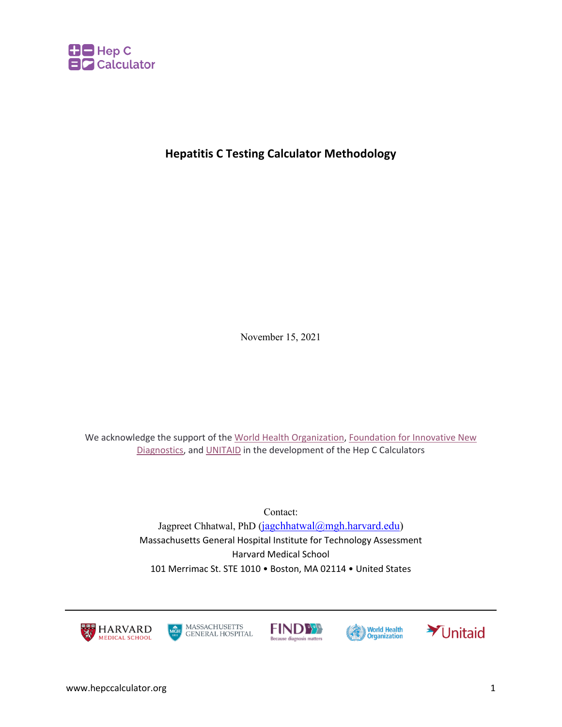Hep C Calculator

# Hepatitis C Testing Calculator Methodology

November 15, 2021

We acknowledge the support of the World Health Organization, Foundation for Innovative New Diagnostics, and UNITAID in the development of the Hep C Calculators

Contact:
Jagpreet Chhatwal, PhD (jagchhatwal@mgh.harvard.edu)
Massachusetts General Hospital Institute for Technology Assessment
Harvard Medical School
101 Merrimac St. STE 1010 • Boston, MA 02114 • United States

HARVARD MEDICAL SCHOOL | MASSACHUSETTS GENERAL HOSPITAL | FIND Because diagnosis matters | World Health Organization | Unitaid

www.hepccalculator.org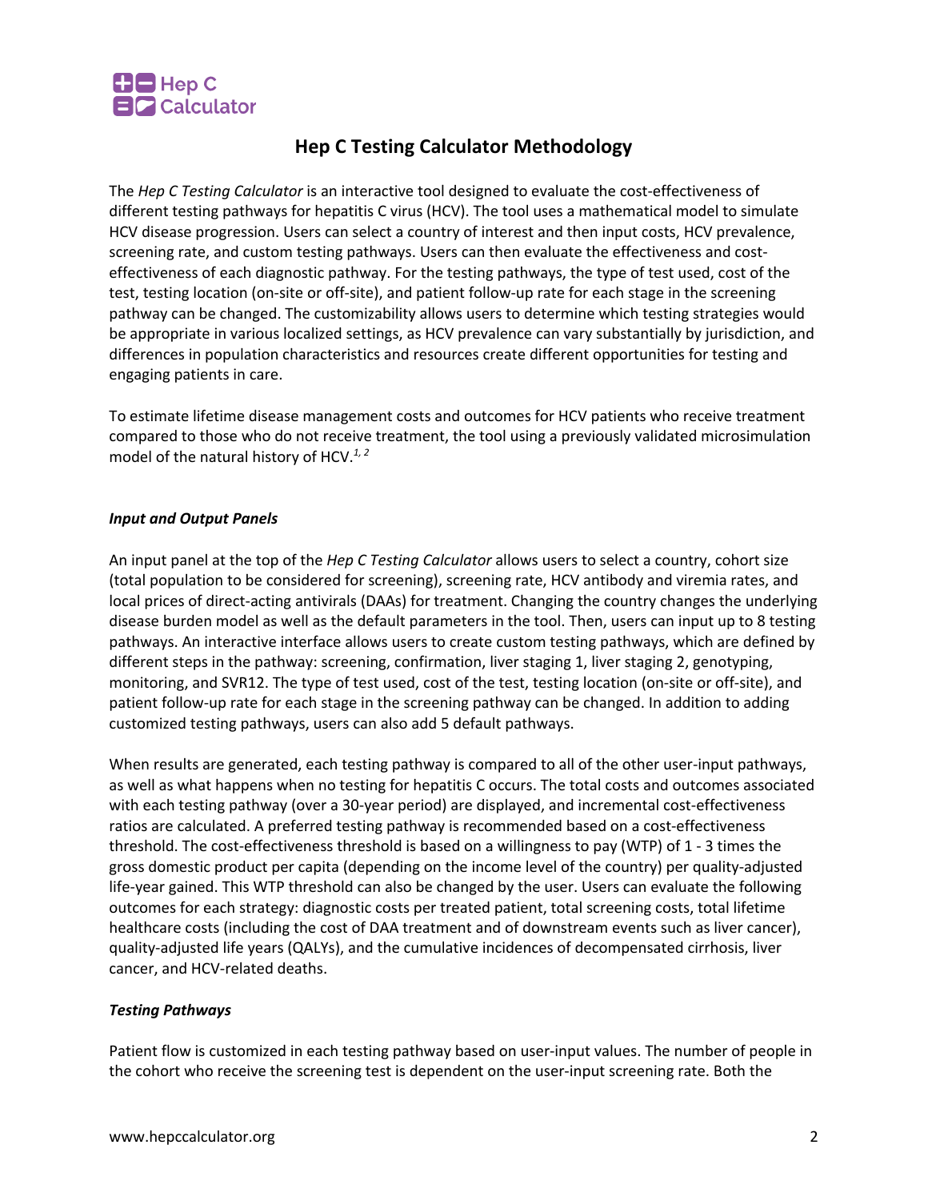# Hep C Testing Calculator Methodology

The *Hep C Testing Calculator* is an interactive tool designed to evaluate the cost-effectiveness of different testing pathways for hepatitis C virus (HCV). The tool uses a mathematical model to simulate HCV disease progression. Users can select a country of interest and then input costs, HCV prevalence, screening rate, and custom testing pathways. Users can then evaluate the effectiveness and cost-effectiveness of each diagnostic pathway. For the testing pathways, the type of test used, cost of the test, testing location (on-site or off-site), and patient follow-up rate for each stage in the screening pathway can be changed. The customizability allows users to determine which testing strategies would be appropriate in various localized settings, as HCV prevalence can vary substantially by jurisdiction, and differences in population characteristics and resources create different opportunities for testing and engaging patients in care.

To estimate lifetime disease management costs and outcomes for HCV patients who receive treatment compared to those who do not receive treatment, the tool using a previously validated microsimulation model of the natural history of HCV.[1, 2]

***Input and Output Panels***

An input panel at the top of the *Hep C Testing Calculator* allows users to select a country, cohort size (total population to be considered for screening), screening rate, HCV antibody and viremia rates, and local prices of direct-acting antivirals (DAAs) for treatment. Changing the country changes the underlying disease burden model as well as the default parameters in the tool. Then, users can input up to 8 testing pathways. An interactive interface allows users to create custom testing pathways, which are defined by different steps in the pathway: screening, confirmation, liver staging 1, liver staging 2, genotyping, monitoring, and SVR12. The type of test used, cost of the test, testing location (on-site or off-site), and patient follow-up rate for each stage in the screening pathway can be changed. In addition to adding customized testing pathways, users can also add 5 default pathways.

When results are generated, each testing pathway is compared to all of the other user-input pathways, as well as what happens when no testing for hepatitis C occurs. The total costs and outcomes associated with each testing pathway (over a 30-year period) are displayed, and incremental cost-effectiveness ratios are calculated. A preferred testing pathway is recommended based on a cost-effectiveness threshold. The cost-effectiveness threshold is based on a willingness to pay (WTP) of 1 - 3 times the gross domestic product per capita (depending on the income level of the country) per quality-adjusted life-year gained. This WTP threshold can also be changed by the user. Users can evaluate the following outcomes for each strategy: diagnostic costs per treated patient, total screening costs, total lifetime healthcare costs (including the cost of DAA treatment and of downstream events such as liver cancer), quality-adjusted life years (QALYs), and the cumulative incidences of decompensated cirrhosis, liver cancer, and HCV-related deaths.

***Testing Pathways***

Patient flow is customized in each testing pathway based on user-input values. The number of people in the cohort who receive the screening test is dependent on the user-input screening rate. Both the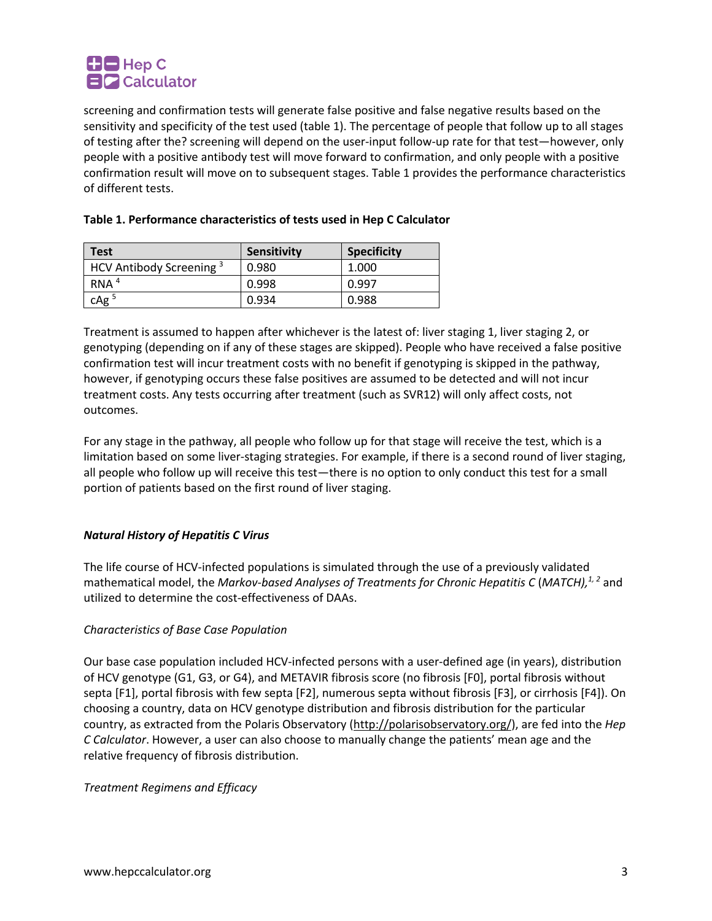screening and confirmation tests will generate false positive and false negative results based on the sensitivity and specificity of the test used (table 1). The percentage of people that follow up to all stages of testing after the? screening will depend on the user-input follow-up rate for that test—however, only people with a positive antibody test will move forward to confirmation, and only people with a positive confirmation result will move on to subsequent stages. Table 1 provides the performance characteristics of different tests.

**Table 1. Performance characteristics of tests used in Hep C Calculator**

| Test | Sensitivity | Specificity |
|---|---|---|
| HCV Antibody Screening [3] | 0.980 | 1.000 |
| RNA [4] | 0.998 | 0.997 |
| cAg [5] | 0.934 | 0.988 |

Treatment is assumed to happen after whichever is the latest of: liver staging 1, liver staging 2, or genotyping (depending on if any of these stages are skipped). People who have received a false positive confirmation test will incur treatment costs with no benefit if genotyping is skipped in the pathway, however, if genotyping occurs these false positives are assumed to be detected and will not incur treatment costs. Any tests occurring after treatment (such as SVR12) will only affect costs, not outcomes.

For any stage in the pathway, all people who follow up for that stage will receive the test, which is a limitation based on some liver-staging strategies. For example, if there is a second round of liver staging, all people who follow up will receive this test—there is no option to only conduct this test for a small portion of patients based on the first round of liver staging.

***Natural History of Hepatitis C Virus***

The life course of HCV-infected populations is simulated through the use of a previously validated mathematical model, the *Markov-based Analyses of Treatments for Chronic Hepatitis C* (*MATCH),*[1, 2] and utilized to determine the cost-effectiveness of DAAs.

*Characteristics of Base Case Population*

Our base case population included HCV-infected persons with a user-defined age (in years), distribution of HCV genotype (G1, G3, or G4), and METAVIR fibrosis score (no fibrosis [F0], portal fibrosis without septa [F1], portal fibrosis with few septa [F2], numerous septa without fibrosis [F3], or cirrhosis [F4]). On choosing a country, data on HCV genotype distribution and fibrosis distribution for the particular country, as extracted from the Polaris Observatory (http://polarisobservatory.org/), are fed into the *Hep C Calculator*. However, a user can also choose to manually change the patients' mean age and the relative frequency of fibrosis distribution.

*Treatment Regimens and Efficacy*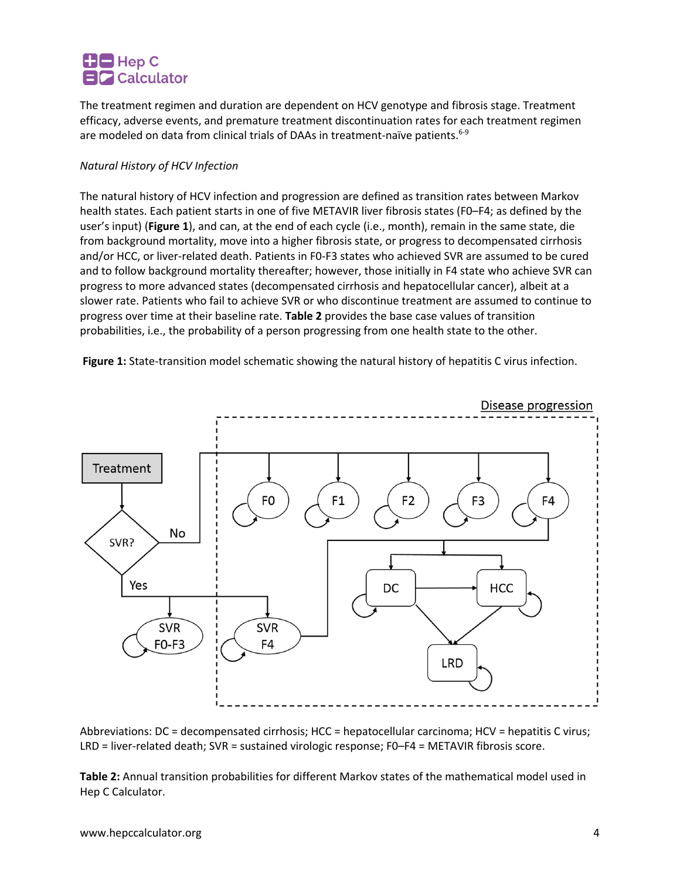The treatment regimen and duration are dependent on HCV genotype and fibrosis stage. Treatment efficacy, adverse events, and premature treatment discontinuation rates for each treatment regimen are modeled on data from clinical trials of DAAs in treatment-naïve patients.[6-9]

*Natural History of HCV Infection*

The natural history of HCV infection and progression are defined as transition rates between Markov health states. Each patient starts in one of five METAVIR liver fibrosis states (F0–F4; as defined by the user's input) (**Figure 1**), and can, at the end of each cycle (i.e., month), remain in the same state, die from background mortality, move into a higher fibrosis state, or progress to decompensated cirrhosis and/or HCC, or liver-related death. Patients in F0-F3 states who achieved SVR are assumed to be cured and to follow background mortality thereafter; however, those initially in F4 state who achieve SVR can progress to more advanced states (decompensated cirrhosis and hepatocellular cancer), albeit at a slower rate. Patients who fail to achieve SVR or who discontinue treatment are assumed to continue to progress over time at their baseline rate. **Table 2** provides the base case values of transition probabilities, i.e., the probability of a person progressing from one health state to the other.

**Figure 1:** State-transition model schematic showing the natural history of hepatitis C virus infection.

Abbreviations: DC = decompensated cirrhosis; HCC = hepatocellular carcinoma; HCV = hepatitis C virus; LRD = liver-related death; SVR = sustained virologic response; F0–F4 = METAVIR fibrosis score.

**Table 2:** Annual transition probabilities for different Markov states of the mathematical model used in Hep C Calculator.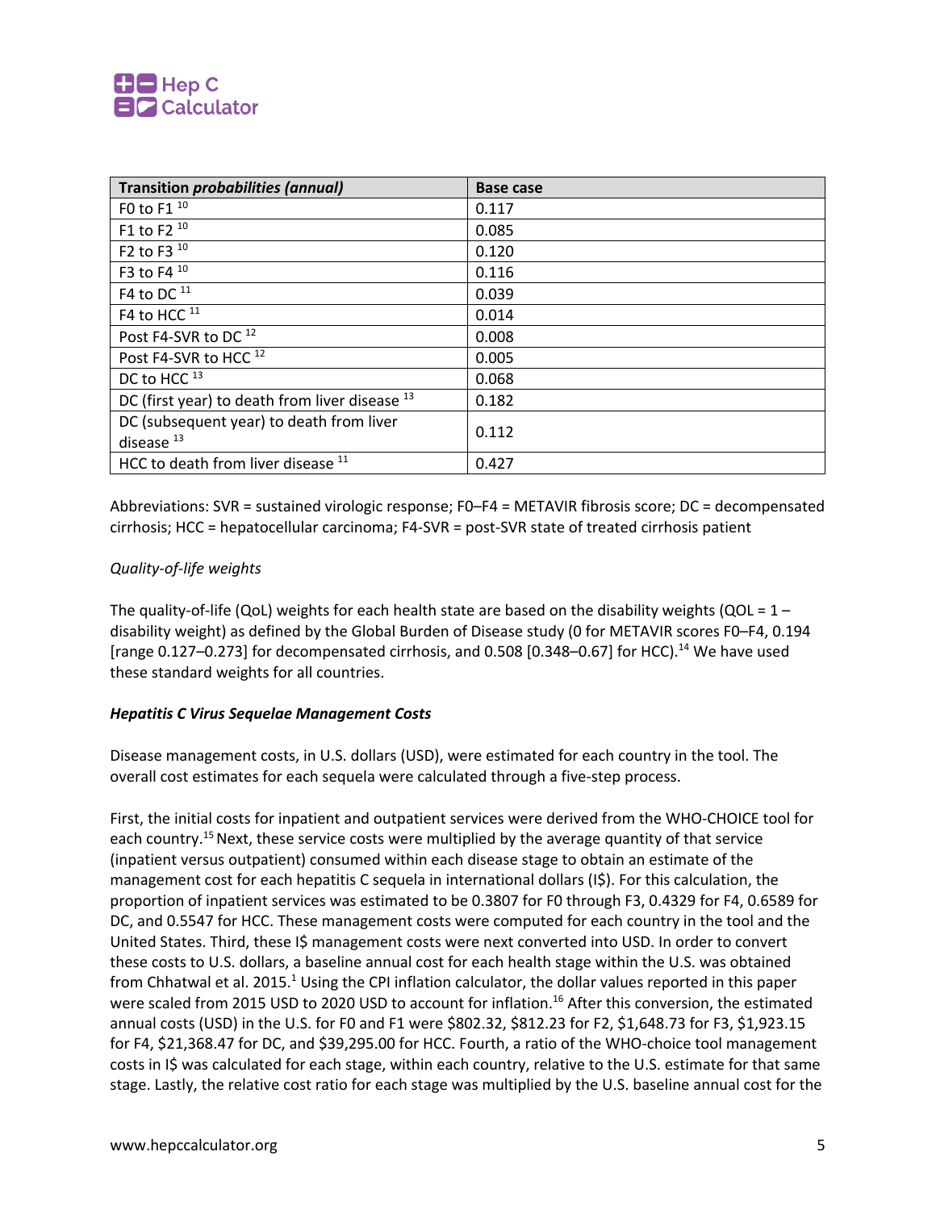| Transition *probabilities (annual)* | Base case |
|---|---|
| F0 to F1 [10] | 0.117 |
| F1 to F2 [10] | 0.085 |
| F2 to F3 [10] | 0.120 |
| F3 to F4 [10] | 0.116 |
| F4 to DC [11] | 0.039 |
| F4 to HCC [11] | 0.014 |
| Post F4-SVR to DC [12] | 0.008 |
| Post F4-SVR to HCC [12] | 0.005 |
| DC to HCC [13] | 0.068 |
| DC (first year) to death from liver disease [13] | 0.182 |
| DC (subsequent year) to death from liver disease [13] | 0.112 |
| HCC to death from liver disease [11] | 0.427 |

Abbreviations: SVR = sustained virologic response; F0–F4 = METAVIR fibrosis score; DC = decompensated cirrhosis; HCC = hepatocellular carcinoma; F4-SVR = post-SVR state of treated cirrhosis patient

*Quality-of-life weights*

The quality-of-life (QoL) weights for each health state are based on the disability weights (QOL = 1 – disability weight) as defined by the Global Burden of Disease study (0 for METAVIR scores F0–F4, 0.194 [range 0.127–0.273] for decompensated cirrhosis, and 0.508 [0.348–0.67] for HCC).[14] We have used these standard weights for all countries.

***Hepatitis C Virus Sequelae Management Costs***

Disease management costs, in U.S. dollars (USD), were estimated for each country in the tool. The overall cost estimates for each sequela were calculated through a five-step process.

First, the initial costs for inpatient and outpatient services were derived from the WHO-CHOICE tool for each country.[15] Next, these service costs were multiplied by the average quantity of that service (inpatient versus outpatient) consumed within each disease stage to obtain an estimate of the management cost for each hepatitis C sequela in international dollars (I$). For this calculation, the proportion of inpatient services was estimated to be 0.3807 for F0 through F3, 0.4329 for F4, 0.6589 for DC, and 0.5547 for HCC. These management costs were computed for each country in the tool and the United States. Third, these I$ management costs were next converted into USD. In order to convert these costs to U.S. dollars, a baseline annual cost for each health stage within the U.S. was obtained from Chhatwal et al. 2015.[1] Using the CPI inflation calculator, the dollar values reported in this paper were scaled from 2015 USD to 2020 USD to account for inflation.[16] After this conversion, the estimated annual costs (USD) in the U.S. for F0 and F1 were $802.32, $812.23 for F2, $1,648.73 for F3, $1,923.15 for F4, $21,368.47 for DC, and $39,295.00 for HCC. Fourth, a ratio of the WHO-choice tool management costs in I$ was calculated for each stage, within each country, relative to the U.S. estimate for that same stage. Lastly, the relative cost ratio for each stage was multiplied by the U.S. baseline annual cost for the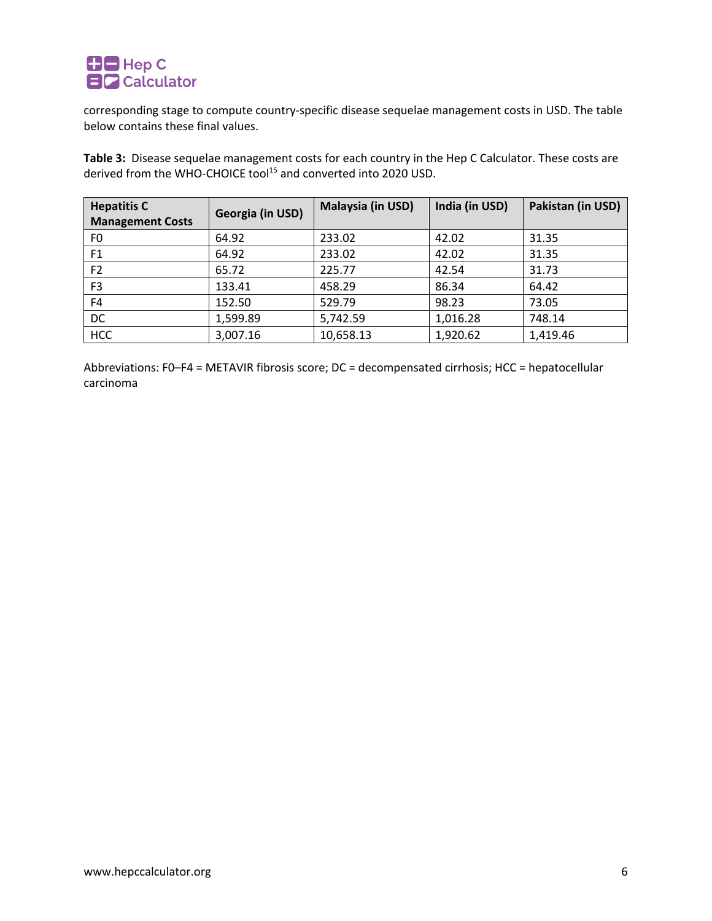corresponding stage to compute country-specific disease sequelae management costs in USD. The table below contains these final values.

**Table 3:** Disease sequelae management costs for each country in the Hep C Calculator. These costs are derived from the WHO-CHOICE tool[15] and converted into 2020 USD.

| Hepatitis C Management Costs | Georgia (in USD) | Malaysia (in USD) | India (in USD) | Pakistan (in USD) |
|---|---|---|---|---|
| F0 | 64.92 | 233.02 | 42.02 | 31.35 |
| F1 | 64.92 | 233.02 | 42.02 | 31.35 |
| F2 | 65.72 | 225.77 | 42.54 | 31.73 |
| F3 | 133.41 | 458.29 | 86.34 | 64.42 |
| F4 | 152.50 | 529.79 | 98.23 | 73.05 |
| DC | 1,599.89 | 5,742.59 | 1,016.28 | 748.14 |
| HCC | 3,007.16 | 10,658.13 | 1,920.62 | 1,419.46 |

Abbreviations: F0–F4 = METAVIR fibrosis score; DC = decompensated cirrhosis; HCC = hepatocellular carcinoma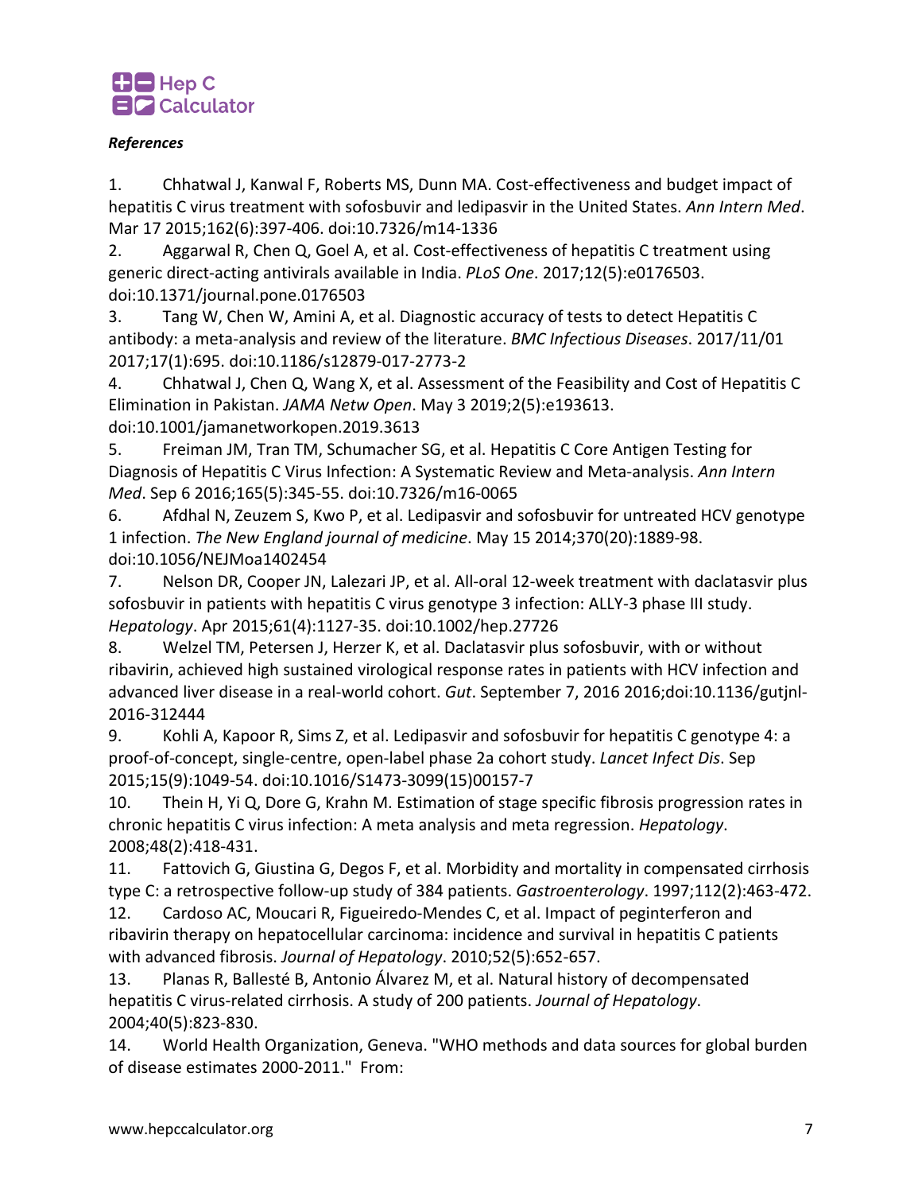***References***

1. Chhatwal J, Kanwal F, Roberts MS, Dunn MA. Cost-effectiveness and budget impact of hepatitis C virus treatment with sofosbuvir and ledipasvir in the United States. *Ann Intern Med*. Mar 17 2015;162(6):397-406. doi:10.7326/m14-1336
2. Aggarwal R, Chen Q, Goel A, et al. Cost-effectiveness of hepatitis C treatment using generic direct-acting antivirals available in India. *PLoS One*. 2017;12(5):e0176503. doi:10.1371/journal.pone.0176503
3. Tang W, Chen W, Amini A, et al. Diagnostic accuracy of tests to detect Hepatitis C antibody: a meta-analysis and review of the literature. *BMC Infectious Diseases*. 2017/11/01 2017;17(1):695. doi:10.1186/s12879-017-2773-2
4. Chhatwal J, Chen Q, Wang X, et al. Assessment of the Feasibility and Cost of Hepatitis C Elimination in Pakistan. *JAMA Netw Open*. May 3 2019;2(5):e193613. doi:10.1001/jamanetworkopen.2019.3613
5. Freiman JM, Tran TM, Schumacher SG, et al. Hepatitis C Core Antigen Testing for Diagnosis of Hepatitis C Virus Infection: A Systematic Review and Meta-analysis. *Ann Intern Med*. Sep 6 2016;165(5):345-55. doi:10.7326/m16-0065
6. Afdhal N, Zeuzem S, Kwo P, et al. Ledipasvir and sofosbuvir for untreated HCV genotype 1 infection. *The New England journal of medicine*. May 15 2014;370(20):1889-98. doi:10.1056/NEJMoa1402454
7. Nelson DR, Cooper JN, Lalezari JP, et al. All-oral 12-week treatment with daclatasvir plus sofosbuvir in patients with hepatitis C virus genotype 3 infection: ALLY-3 phase III study. *Hepatology*. Apr 2015;61(4):1127-35. doi:10.1002/hep.27726
8. Welzel TM, Petersen J, Herzer K, et al. Daclatasvir plus sofosbuvir, with or without ribavirin, achieved high sustained virological response rates in patients with HCV infection and advanced liver disease in a real-world cohort. *Gut*. September 7, 2016 2016;doi:10.1136/gutjnl-2016-312444
9. Kohli A, Kapoor R, Sims Z, et al. Ledipasvir and sofosbuvir for hepatitis C genotype 4: a proof-of-concept, single-centre, open-label phase 2a cohort study. *Lancet Infect Dis*. Sep 2015;15(9):1049-54. doi:10.1016/S1473-3099(15)00157-7
10. Thein H, Yi Q, Dore G, Krahn M. Estimation of stage specific fibrosis progression rates in chronic hepatitis C virus infection: A meta analysis and meta regression. *Hepatology*. 2008;48(2):418-431.
11. Fattovich G, Giustina G, Degos F, et al. Morbidity and mortality in compensated cirrhosis type C: a retrospective follow-up study of 384 patients. *Gastroenterology*. 1997;112(2):463-472.
12. Cardoso AC, Moucari R, Figueiredo-Mendes C, et al. Impact of peginterferon and ribavirin therapy on hepatocellular carcinoma: incidence and survival in hepatitis C patients with advanced fibrosis. *Journal of Hepatology*. 2010;52(5):652-657.
13. Planas R, Ballesté B, Antonio Álvarez M, et al. Natural history of decompensated hepatitis C virus-related cirrhosis. A study of 200 patients. *Journal of Hepatology*. 2004;40(5):823-830.
14. World Health Organization, Geneva. "WHO methods and data sources for global burden of disease estimates 2000-2011." From: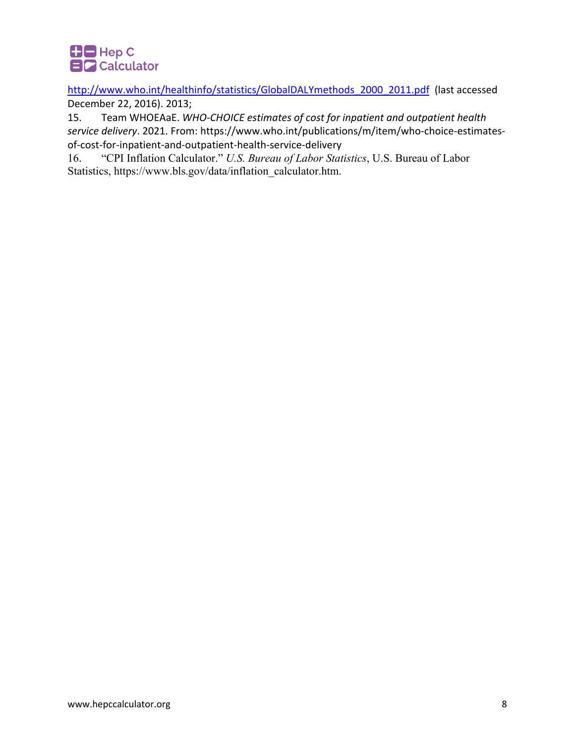http://www.who.int/healthinfo/statistics/GlobalDALYmethods_2000_2011.pdf (last accessed December 22, 2016). 2013;

15. Team WHOEAaE. *WHO-CHOICE estimates of cost for inpatient and outpatient health service delivery*. 2021. From: https://www.who.int/publications/m/item/who-choice-estimates-of-cost-for-inpatient-and-outpatient-health-service-delivery

16. "CPI Inflation Calculator." *U.S. Bureau of Labor Statistics*, U.S. Bureau of Labor Statistics, https://www.bls.gov/data/inflation_calculator.htm.